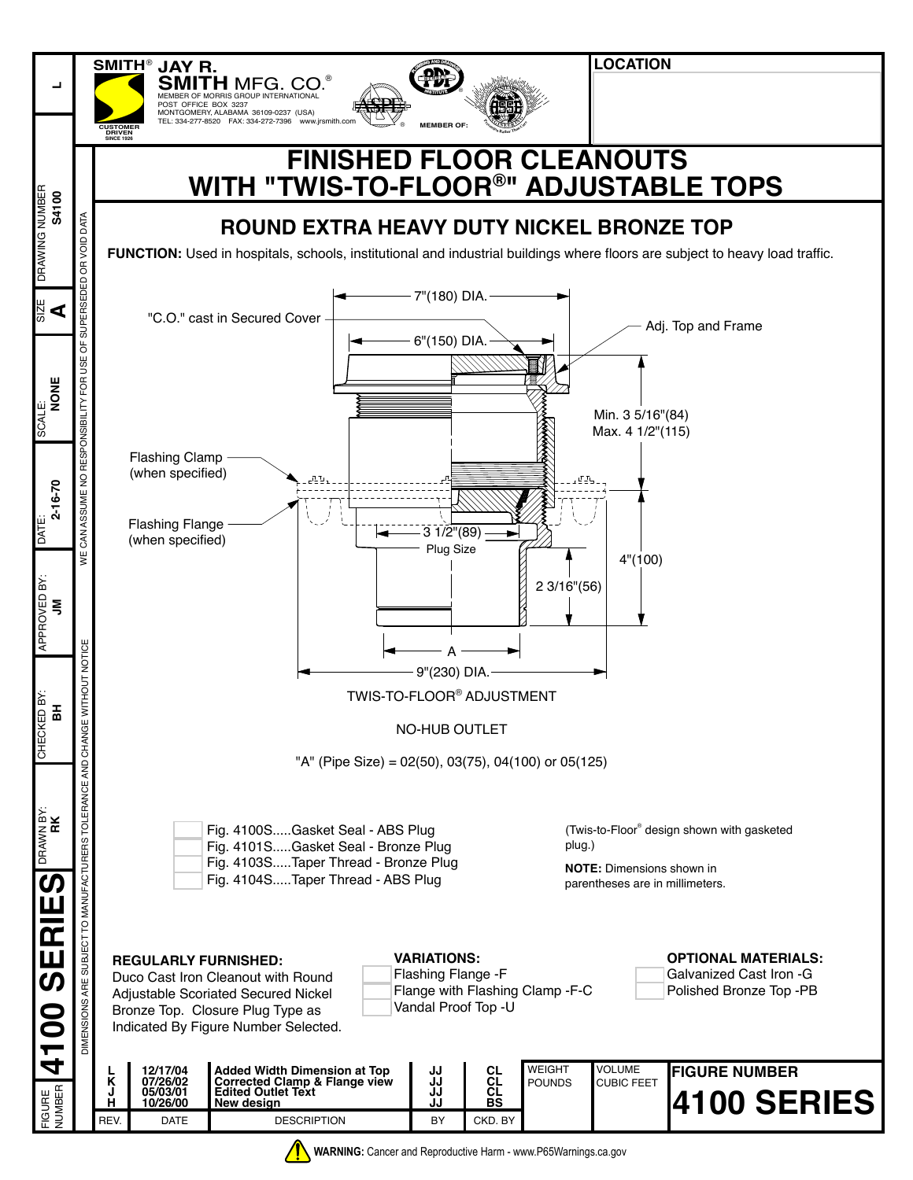SMITH® JAY R. SMITH MFG. CO.®
MEMBER OF MORRIS GROUP INTERNATIONAL
POST OFFICE BOX 3237
MONTGOMERY, ALABAMA 36109-0237 (USA)
TEL: 334-277-8520 FAX: 334-272-7396 www.jrsmith.com

CUSTOMER DRIVEN SINCE 1926

MEMBER OF:

**LOCATION**

# FINISHED FLOOR CLEANOUTS WITH "TWIS-TO-FLOOR®" ADJUSTABLE TOPS

## ROUND EXTRA HEAVY DUTY NICKEL BRONZE TOP

**FUNCTION:** Used in hospitals, schools, institutional and industrial buildings where floors are subject to heavy load traffic.

7"(180) DIA.
"C.O." cast in Secured Cover
6"(150) DIA.
Adj. Top and Frame
Min. 3 5/16"(84)
Max. 4 1/2"(115)
Flashing Clamp (when specified)
Flashing Flange (when specified)
3 1/2"(89) Plug Size
4"(100)
2 3/16"(56)
A
9"(230) DIA.

TWIS-TO-FLOOR® ADJUSTMENT

NO-HUB OUTLET

"A" (Pipe Size) = 02(50), 03(75), 04(100) or 05(125)

- Fig. 4100S.....Gasket Seal - ABS Plug
- Fig. 4101S.....Gasket Seal - Bronze Plug
- Fig. 4103S.....Taper Thread - Bronze Plug
- Fig. 4104S.....Taper Thread - ABS Plug

(Twis-to-Floor® design shown with gasketed plug.)

**NOTE:** Dimensions shown in parentheses are in millimeters.

**REGULARLY FURNISHED:**
Duco Cast Iron Cleanout with Round Adjustable Scoriated Secured Nickel Bronze Top. Closure Plug Type as Indicated By Figure Number Selected.

**VARIATIONS:**
- Flashing Flange -F
- Flange with Flashing Clamp -F-C
- Vandal Proof Top -U

**OPTIONAL MATERIALS:**
- Galvanized Cast Iron -G
- Polished Bronze Top -PB

| REV. | DATE | DESCRIPTION | BY | CKD. BY |
|---|---|---|---|---|
| L | 12/17/04 | Added Width Dimension at Top | JJ | CL |
| K | 07/26/02 | Corrected Clamp & Flange view | JJ | CL |
| J | 05/03/01 | Edited Outlet Text | JJ | CL |
| H | 10/26/00 | New design | JJ | BS |

WEIGHT POUNDS | VOLUME CUBIC FEET | **FIGURE NUMBER 4100 SERIES**

FIGURE NUMBER: 4100 SERIES | DRAWN BY: RK | CHECKED BY: BH | APPROVED BY: JM | DATE: 2-16-70 | SCALE: NONE | SIZE: A | DRAWING NUMBER: S4100 | L

DIMENSIONS ARE SUBJECT TO MANUFACTURERS TOLERANCE AND CHANGE WITHOUT NOTICE

WE CAN ASSUME NO RESPONSIBILITY FOR USE OF SUPERSEDED OR VOID DATA

**WARNING:** Cancer and Reproductive Harm - www.P65Warnings.ca.gov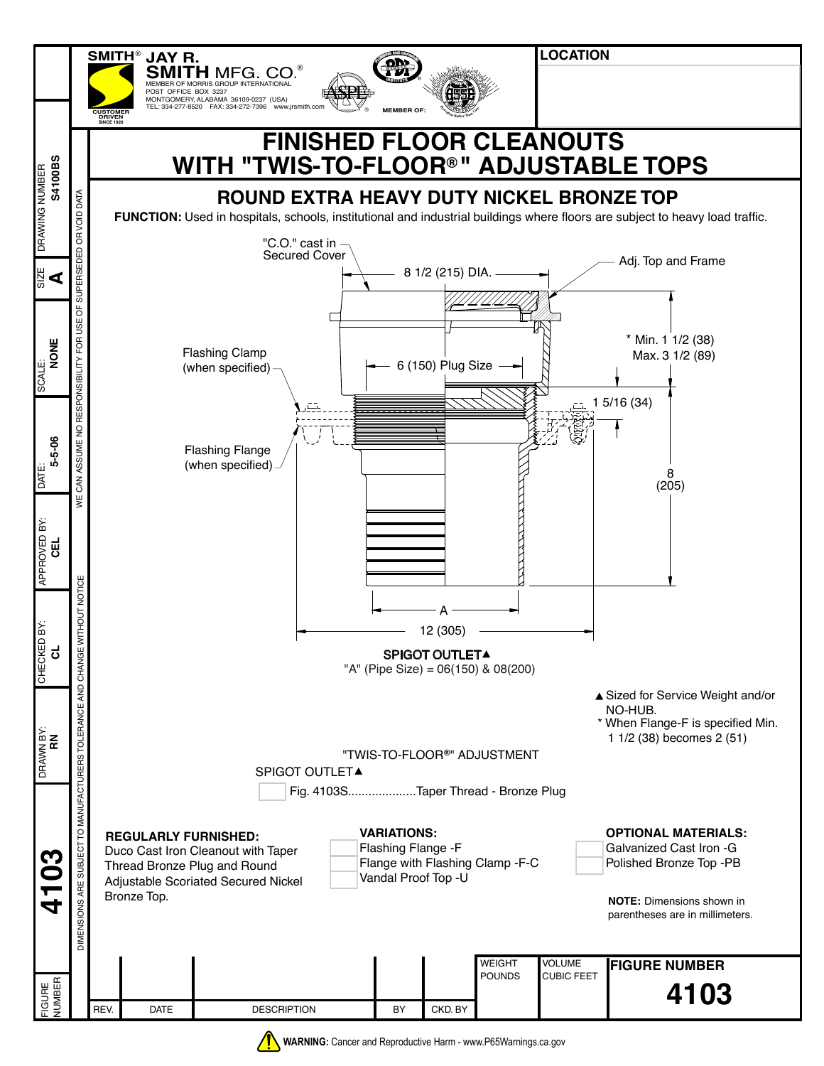**SMITH® JAY R. SMITH MFG. CO.®**
MEMBER OF MORRIS GROUP INTERNATIONAL
POST OFFICE BOX 3237
MONTGOMERY, ALABAMA 36109-0237 (USA)
TEL: 334-277-8520 FAX: 334-272-7396 www.jrsmith.com

CUSTOMER DRIVEN SINCE 1926

MEMBER OF:

**LOCATION**

# FINISHED FLOOR CLEANOUTS WITH "TWIS-TO-FLOOR®" ADJUSTABLE TOPS

## ROUND EXTRA HEAVY DUTY NICKEL BRONZE TOP

**FUNCTION:** Used in hospitals, schools, institutional and industrial buildings where floors are subject to heavy load traffic.

"C.O." cast in Secured Cover

8 1/2 (215) DIA.

Adj. Top and Frame

* Min. 1 1/2 (38)
Max. 3 1/2 (89)

Flashing Clamp (when specified)

6 (150) Plug Size

1 5/16 (34)

Flashing Flange (when specified)

8 (205)

A

12 (305)

**SPIGOT OUTLET▲**
"A" (Pipe Size) = 06(150) & 08(200)

▲ Sized for Service Weight and/or NO-HUB.
* When Flange-F is specified Min. 1 1/2 (38) becomes 2 (51)

"TWIS-TO-FLOOR®" ADJUSTMENT
SPIGOT OUTLET▲
Fig. 4103S....................Taper Thread - Bronze Plug

**REGULARLY FURNISHED:**
Duco Cast Iron Cleanout with Taper Thread Bronze Plug and Round Adjustable Scoriated Secured Nickel Bronze Top.

**VARIATIONS:**
Flashing Flange -F
Flange with Flashing Clamp -F-C
Vandal Proof Top -U

**OPTIONAL MATERIALS:**
Galvanized Cast Iron -G
Polished Bronze Top -PB

**NOTE:** Dimensions shown in parentheses are in millimeters.

DIMENSIONS ARE SUBJECT TO MANUFACTURERS TOLERANCE AND CHANGE WITHOUT NOTICE
WE CAN ASSUME NO RESPONSIBILITY FOR USE OF SUPERSEDED OR VOID DATA

| DRAWING NUMBER | SIZE | SCALE: | DATE: | APPROVED BY: | CHECKED BY: | DRAWN BY: | FIGURE NUMBER |
|---|---|---|---|---|---|---|---|
| S4100BS | A | NONE | 5-5-06 | CEL | CL | RN | 4103 |

| REV. | DATE | DESCRIPTION | BY | CKD. BY | WEIGHT POUNDS | VOLUME CUBIC FEET | FIGURE NUMBER |
|---|---|---|---|---|---|---|---|
| | | | | | | | 4103 |

**WARNING:** Cancer and Reproductive Harm - www.P65Warnings.ca.gov